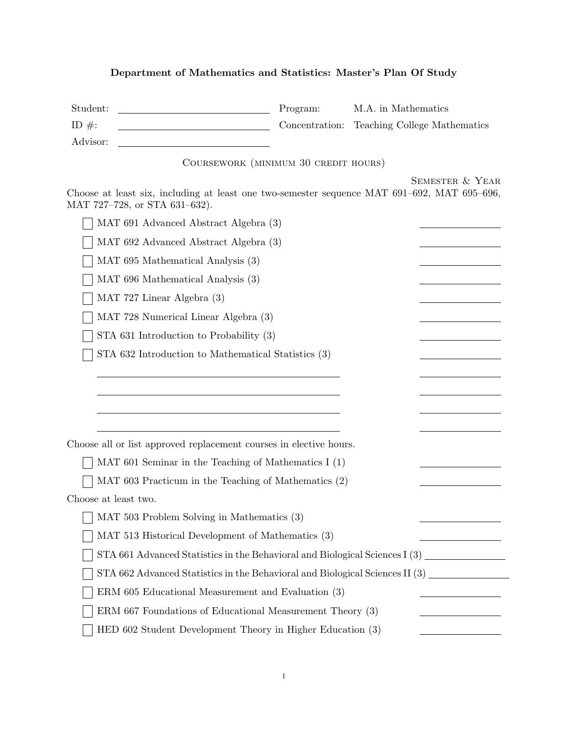# Department of Mathematics and Statistics: Master's Plan Of Study

| | | | |
|---|---|---|---|
| Student: | \_\_\_\_\_\_\_\_\_\_\_\_\_\_\_\_\_\_\_\_ | Program: | M.A. in Mathematics |
| ID #: | \_\_\_\_\_\_\_\_\_\_\_\_\_\_\_\_\_\_\_\_ | Concentration: | Teaching College Mathematics |
| Advisor: | \_\_\_\_\_\_\_\_\_\_\_\_\_\_\_\_\_\_\_\_ | | |

## Coursework (minimum 30 credit hours)

Choose at least six, including at least one two-semester sequence MAT 691–692, MAT 695–696, MAT 727–728, or STA 631–632).

| Course | Semester & Year |
|---|---|
| ☐ MAT 691 Advanced Abstract Algebra (3) | \_\_\_\_\_\_\_\_\_\_ |
| ☐ MAT 692 Advanced Abstract Algebra (3) | \_\_\_\_\_\_\_\_\_\_ |
| ☐ MAT 695 Mathematical Analysis (3) | \_\_\_\_\_\_\_\_\_\_ |
| ☐ MAT 696 Mathematical Analysis (3) | \_\_\_\_\_\_\_\_\_\_ |
| ☐ MAT 727 Linear Algebra (3) | \_\_\_\_\_\_\_\_\_\_ |
| ☐ MAT 728 Numerical Linear Algebra (3) | \_\_\_\_\_\_\_\_\_\_ |
| ☐ STA 631 Introduction to Probability (3) | \_\_\_\_\_\_\_\_\_\_ |
| ☐ STA 632 Introduction to Mathematical Statistics (3) | \_\_\_\_\_\_\_\_\_\_ |
| \_\_\_\_\_\_\_\_\_\_\_\_\_\_\_\_\_\_\_\_\_\_\_\_\_\_\_\_\_\_ | \_\_\_\_\_\_\_\_\_\_ |
| \_\_\_\_\_\_\_\_\_\_\_\_\_\_\_\_\_\_\_\_\_\_\_\_\_\_\_\_\_\_ | \_\_\_\_\_\_\_\_\_\_ |
| \_\_\_\_\_\_\_\_\_\_\_\_\_\_\_\_\_\_\_\_\_\_\_\_\_\_\_\_\_\_ | \_\_\_\_\_\_\_\_\_\_ |
| \_\_\_\_\_\_\_\_\_\_\_\_\_\_\_\_\_\_\_\_\_\_\_\_\_\_\_\_\_\_ | \_\_\_\_\_\_\_\_\_\_ |

Choose all or list approved replacement courses in elective hours.

| Course | Semester & Year |
|---|---|
| ☐ MAT 601 Seminar in the Teaching of Mathematics I (1) | \_\_\_\_\_\_\_\_\_\_ |
| ☐ MAT 603 Practicum in the Teaching of Mathematics (2) | \_\_\_\_\_\_\_\_\_\_ |

Choose at least two.

| Course | Semester & Year |
|---|---|
| ☐ MAT 503 Problem Solving in Mathematics (3) | \_\_\_\_\_\_\_\_\_\_ |
| ☐ MAT 513 Historical Development of Mathematics (3) | \_\_\_\_\_\_\_\_\_\_ |
| ☐ STA 661 Advanced Statistics in the Behavioral and Biological Sciences I (3) | \_\_\_\_\_\_\_\_\_\_ |
| ☐ STA 662 Advanced Statistics in the Behavioral and Biological Sciences II (3) | \_\_\_\_\_\_\_\_\_\_ |
| ☐ ERM 605 Educational Measurement and Evaluation (3) | \_\_\_\_\_\_\_\_\_\_ |
| ☐ ERM 667 Foundations of Educational Measurement Theory (3) | \_\_\_\_\_\_\_\_\_\_ |
| ☐ HED 602 Student Development Theory in Higher Education (3) | \_\_\_\_\_\_\_\_\_\_ |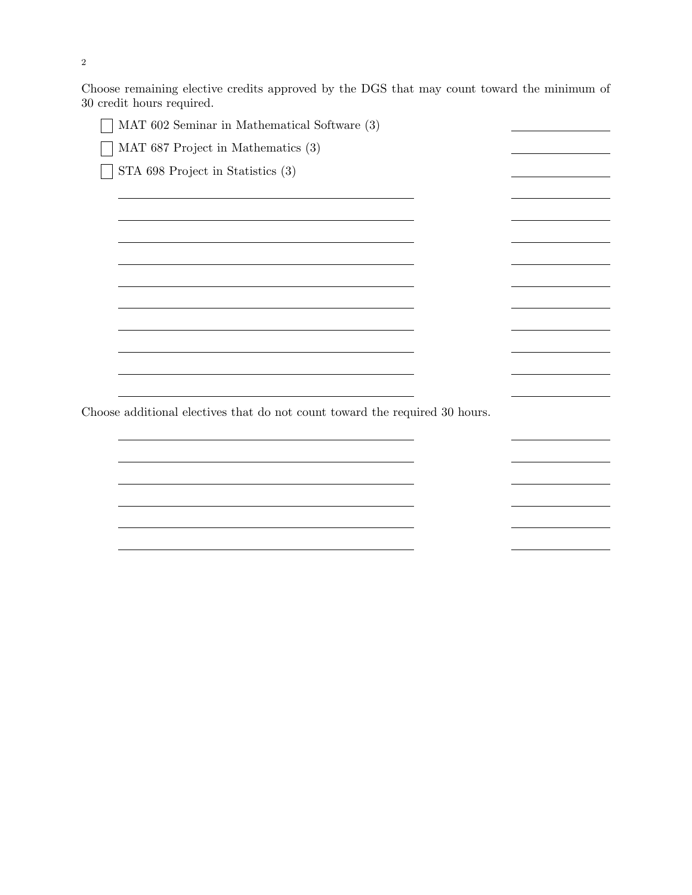Choose remaining elective credits approved by the DGS that may count toward the minimum of 30 credit hours required.

- [ ] MAT 602 Seminar in Mathematical Software (3) \_\_\_\_\_\_\_\_\_\_
- [ ] MAT 687 Project in Mathematics (3) \_\_\_\_\_\_\_\_\_\_
- [ ] STA 698 Project in Statistics (3) \_\_\_\_\_\_\_\_\_\_

\_\_\_\_\_\_\_\_\_\_\_\_\_\_\_\_\_\_\_\_\_\_\_\_\_\_\_\_\_\_ \_\_\_\_\_\_\_\_\_\_

\_\_\_\_\_\_\_\_\_\_\_\_\_\_\_\_\_\_\_\_\_\_\_\_\_\_\_\_\_\_ \_\_\_\_\_\_\_\_\_\_

\_\_\_\_\_\_\_\_\_\_\_\_\_\_\_\_\_\_\_\_\_\_\_\_\_\_\_\_\_\_ \_\_\_\_\_\_\_\_\_\_

\_\_\_\_\_\_\_\_\_\_\_\_\_\_\_\_\_\_\_\_\_\_\_\_\_\_\_\_\_\_ \_\_\_\_\_\_\_\_\_\_

\_\_\_\_\_\_\_\_\_\_\_\_\_\_\_\_\_\_\_\_\_\_\_\_\_\_\_\_\_\_ \_\_\_\_\_\_\_\_\_\_

\_\_\_\_\_\_\_\_\_\_\_\_\_\_\_\_\_\_\_\_\_\_\_\_\_\_\_\_\_\_ \_\_\_\_\_\_\_\_\_\_

\_\_\_\_\_\_\_\_\_\_\_\_\_\_\_\_\_\_\_\_\_\_\_\_\_\_\_\_\_\_ \_\_\_\_\_\_\_\_\_\_

\_\_\_\_\_\_\_\_\_\_\_\_\_\_\_\_\_\_\_\_\_\_\_\_\_\_\_\_\_\_ \_\_\_\_\_\_\_\_\_\_

\_\_\_\_\_\_\_\_\_\_\_\_\_\_\_\_\_\_\_\_\_\_\_\_\_\_\_\_\_\_ \_\_\_\_\_\_\_\_\_\_

\_\_\_\_\_\_\_\_\_\_\_\_\_\_\_\_\_\_\_\_\_\_\_\_\_\_\_\_\_\_ \_\_\_\_\_\_\_\_\_\_

Choose additional electives that do not count toward the required 30 hours.

\_\_\_\_\_\_\_\_\_\_\_\_\_\_\_\_\_\_\_\_\_\_\_\_\_\_\_\_\_\_ \_\_\_\_\_\_\_\_\_\_

\_\_\_\_\_\_\_\_\_\_\_\_\_\_\_\_\_\_\_\_\_\_\_\_\_\_\_\_\_\_ \_\_\_\_\_\_\_\_\_\_

\_\_\_\_\_\_\_\_\_\_\_\_\_\_\_\_\_\_\_\_\_\_\_\_\_\_\_\_\_\_ \_\_\_\_\_\_\_\_\_\_

\_\_\_\_\_\_\_\_\_\_\_\_\_\_\_\_\_\_\_\_\_\_\_\_\_\_\_\_\_\_ \_\_\_\_\_\_\_\_\_\_

\_\_\_\_\_\_\_\_\_\_\_\_\_\_\_\_\_\_\_\_\_\_\_\_\_\_\_\_\_\_ \_\_\_\_\_\_\_\_\_\_

\_\_\_\_\_\_\_\_\_\_\_\_\_\_\_\_\_\_\_\_\_\_\_\_\_\_\_\_\_\_ \_\_\_\_\_\_\_\_\_\_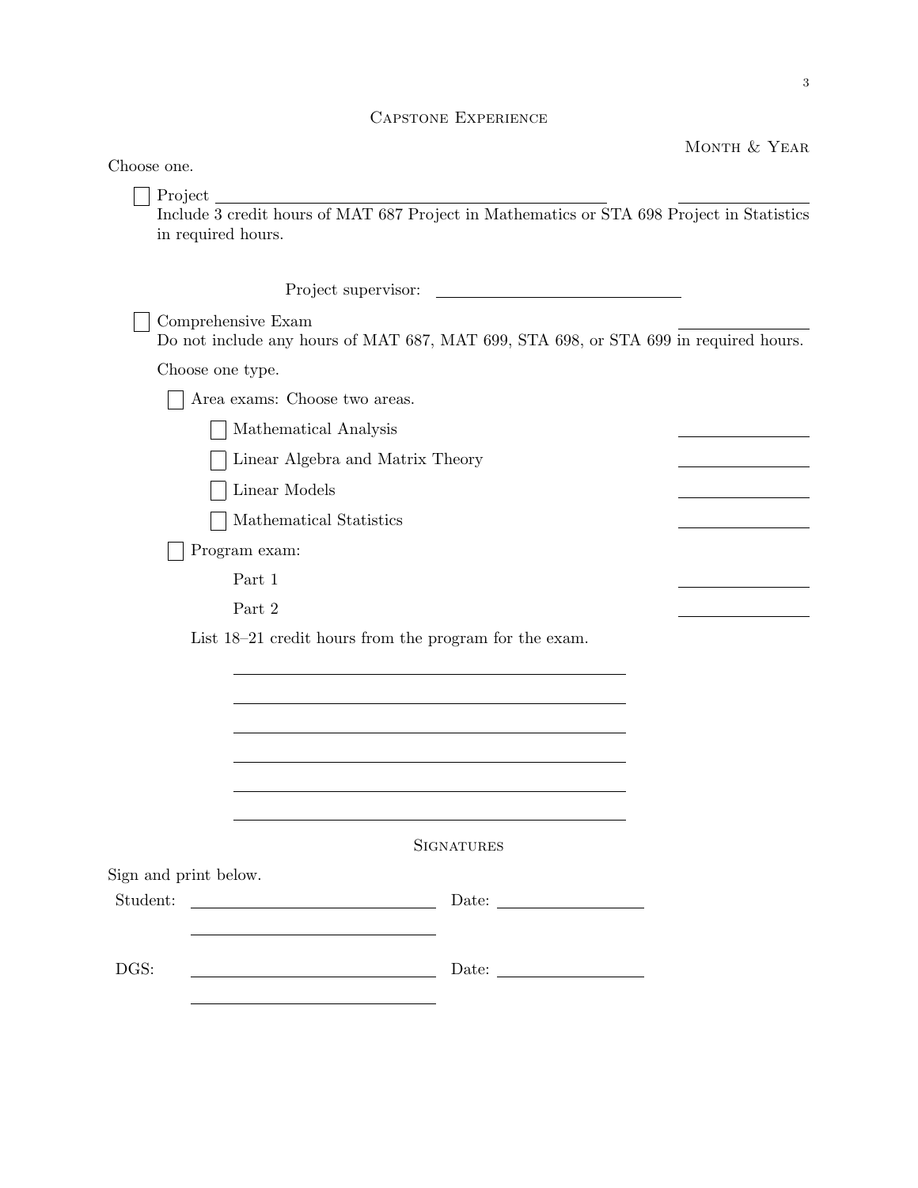## Capstone Experience

Month & Year

Choose one.

- [ ] Project \_\_\_\_\_\_\_\_\_\_\_\_\_\_\_\_\_\_\_\_\_\_\_\_\_\_\_\_\_\_\_\_\_\_\_\_\_\_ \_\_\_\_\_\_\_\_\_\_\_\_\_\_

  Include 3 credit hours of MAT 687 Project in Mathematics or STA 698 Project in Statistics in required hours.

  Project supervisor: \_\_\_\_\_\_\_\_\_\_\_\_\_\_\_\_\_\_\_\_\_\_\_\_\_\_

- [ ] Comprehensive Exam \_\_\_\_\_\_\_\_\_\_\_\_\_\_

  Do not include any hours of MAT 687, MAT 699, STA 698, or STA 699 in required hours.

  Choose one type.

  - [ ] Area exams: Choose two areas.
    - [ ] Mathematical Analysis \_\_\_\_\_\_\_\_\_\_\_\_\_\_
    - [ ] Linear Algebra and Matrix Theory \_\_\_\_\_\_\_\_\_\_\_\_\_\_
    - [ ] Linear Models \_\_\_\_\_\_\_\_\_\_\_\_\_\_
    - [ ] Mathematical Statistics \_\_\_\_\_\_\_\_\_\_\_\_\_\_
  - [ ] Program exam:
    - Part 1 \_\_\_\_\_\_\_\_\_\_\_\_\_\_
    - Part 2 \_\_\_\_\_\_\_\_\_\_\_\_\_\_

  List 18–21 credit hours from the program for the exam.

  \_\_\_\_\_\_\_\_\_\_\_\_\_\_\_\_\_\_\_\_\_\_\_\_\_\_\_\_\_\_\_\_\_\_\_\_\_\_\_\_

  \_\_\_\_\_\_\_\_\_\_\_\_\_\_\_\_\_\_\_\_\_\_\_\_\_\_\_\_\_\_\_\_\_\_\_\_\_\_\_\_

  \_\_\_\_\_\_\_\_\_\_\_\_\_\_\_\_\_\_\_\_\_\_\_\_\_\_\_\_\_\_\_\_\_\_\_\_\_\_\_\_

  \_\_\_\_\_\_\_\_\_\_\_\_\_\_\_\_\_\_\_\_\_\_\_\_\_\_\_\_\_\_\_\_\_\_\_\_\_\_\_\_

  \_\_\_\_\_\_\_\_\_\_\_\_\_\_\_\_\_\_\_\_\_\_\_\_\_\_\_\_\_\_\_\_\_\_\_\_\_\_\_\_

  \_\_\_\_\_\_\_\_\_\_\_\_\_\_\_\_\_\_\_\_\_\_\_\_\_\_\_\_\_\_\_\_\_\_\_\_\_\_\_\_

## Signatures

Sign and print below.

Student: \_\_\_\_\_\_\_\_\_\_\_\_\_\_\_\_\_\_\_\_\_\_\_\_\_\_ Date: \_\_\_\_\_\_\_\_\_\_\_\_\_\_\_

\_\_\_\_\_\_\_\_\_\_\_\_\_\_\_\_\_\_\_\_\_\_\_\_\_\_

DGS: \_\_\_\_\_\_\_\_\_\_\_\_\_\_\_\_\_\_\_\_\_\_\_\_\_\_ Date: \_\_\_\_\_\_\_\_\_\_\_\_\_\_\_

\_\_\_\_\_\_\_\_\_\_\_\_\_\_\_\_\_\_\_\_\_\_\_\_\_\_